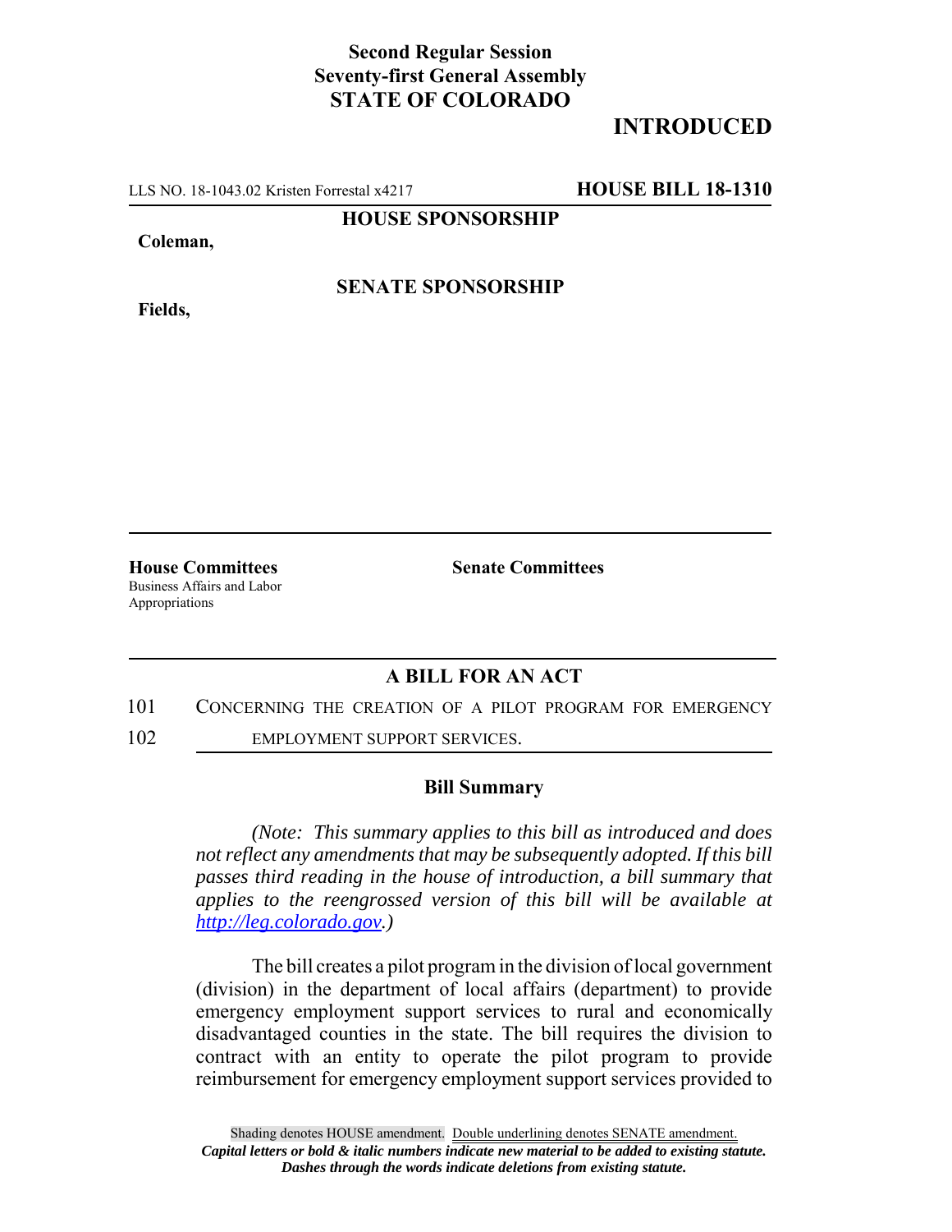**Second Regular Session**
**Seventy-first General Assembly**
**STATE OF COLORADO**

# INTRODUCED

LLS NO. 18-1043.02 Kristen Forrestal x4217 **HOUSE BILL 18-1310**

**HOUSE SPONSORSHIP**

**Coleman,**

**SENATE SPONSORSHIP**

**Fields,**

**House Committees**
Business Affairs and Labor
Appropriations

**Senate Committees**

## A BILL FOR AN ACT

101 CONCERNING THE CREATION OF A PILOT PROGRAM FOR EMERGENCY
102 EMPLOYMENT SUPPORT SERVICES.

### Bill Summary

*(Note: This summary applies to this bill as introduced and does not reflect any amendments that may be subsequently adopted. If this bill passes third reading in the house of introduction, a bill summary that applies to the reengrossed version of this bill will be available at http://leg.colorado.gov.)*

The bill creates a pilot program in the division of local government (division) in the department of local affairs (department) to provide emergency employment support services to rural and economically disadvantaged counties in the state. The bill requires the division to contract with an entity to operate the pilot program to provide reimbursement for emergency employment support services provided to

Shading denotes HOUSE amendment. Double underlining denotes SENATE amendment.
***Capital letters or bold & italic numbers indicate new material to be added to existing statute.***
***Dashes through the words indicate deletions from existing statute.***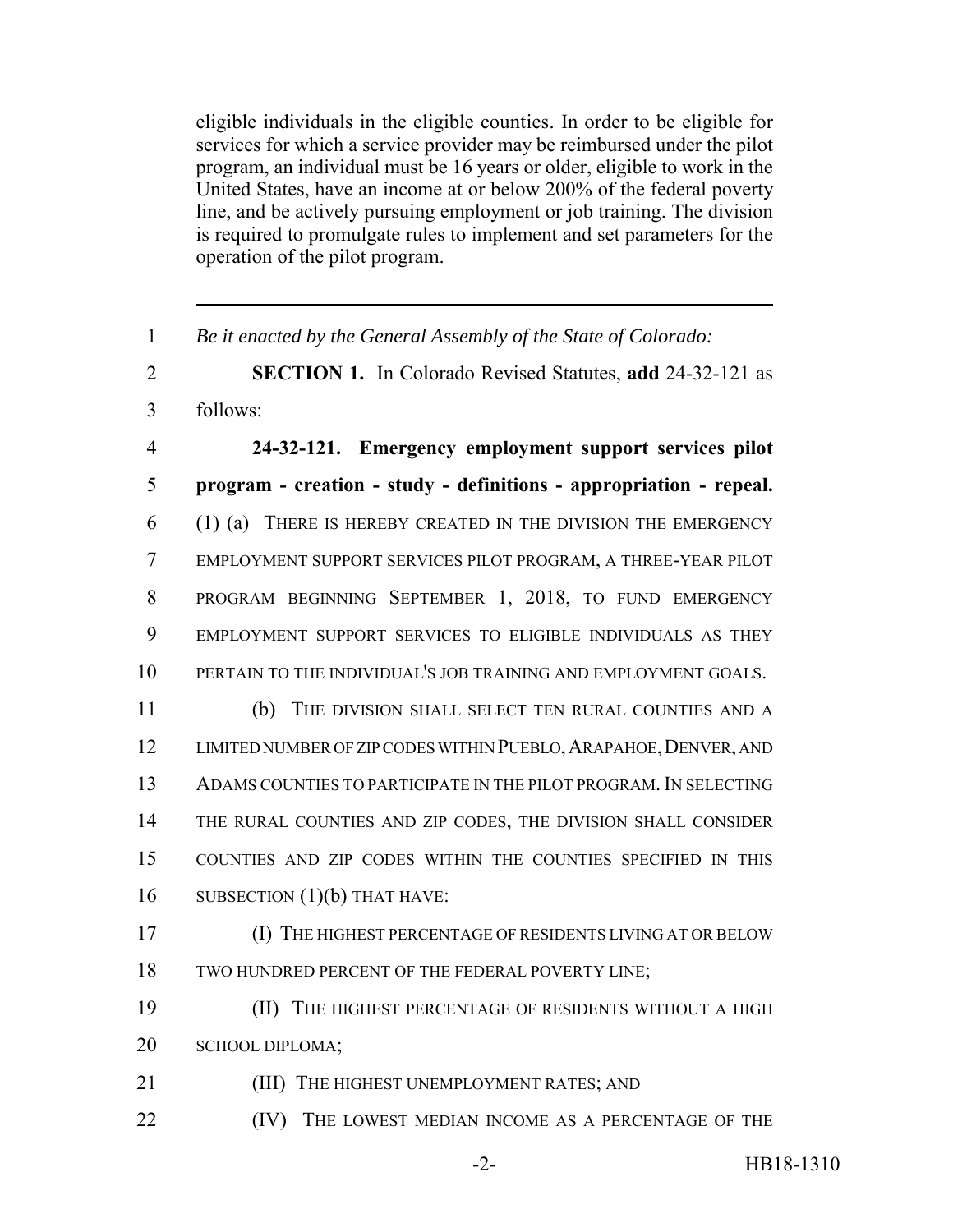eligible individuals in the eligible counties. In order to be eligible for services for which a service provider may be reimbursed under the pilot program, an individual must be 16 years or older, eligible to work in the United States, have an income at or below 200% of the federal poverty line, and be actively pursuing employment or job training. The division is required to promulgate rules to implement and set parameters for the operation of the pilot program.

---

1 *Be it enacted by the General Assembly of the State of Colorado:*

2 **SECTION 1.** In Colorado Revised Statutes, **add** 24-32-121 as

3 follows:

4 **24-32-121. Emergency employment support services pilot**

5 **program - creation - study - definitions - appropriation - repeal.**

6 (1) (a) THERE IS HEREBY CREATED IN THE DIVISION THE EMERGENCY

7 EMPLOYMENT SUPPORT SERVICES PILOT PROGRAM, A THREE-YEAR PILOT

8 PROGRAM BEGINNING SEPTEMBER 1, 2018, TO FUND EMERGENCY

9 EMPLOYMENT SUPPORT SERVICES TO ELIGIBLE INDIVIDUALS AS THEY

10 PERTAIN TO THE INDIVIDUAL'S JOB TRAINING AND EMPLOYMENT GOALS.

11 (b) THE DIVISION SHALL SELECT TEN RURAL COUNTIES AND A

12 LIMITED NUMBER OF ZIP CODES WITHIN PUEBLO, ARAPAHOE, DENVER, AND

13 ADAMS COUNTIES TO PARTICIPATE IN THE PILOT PROGRAM. IN SELECTING

14 THE RURAL COUNTIES AND ZIP CODES, THE DIVISION SHALL CONSIDER

15 COUNTIES AND ZIP CODES WITHIN THE COUNTIES SPECIFIED IN THIS

16 SUBSECTION (1)(b) THAT HAVE:

17 (I) THE HIGHEST PERCENTAGE OF RESIDENTS LIVING AT OR BELOW

18 TWO HUNDRED PERCENT OF THE FEDERAL POVERTY LINE;

19 (II) THE HIGHEST PERCENTAGE OF RESIDENTS WITHOUT A HIGH

20 SCHOOL DIPLOMA;

21 (III) THE HIGHEST UNEMPLOYMENT RATES; AND

22 (IV) THE LOWEST MEDIAN INCOME AS A PERCENTAGE OF THE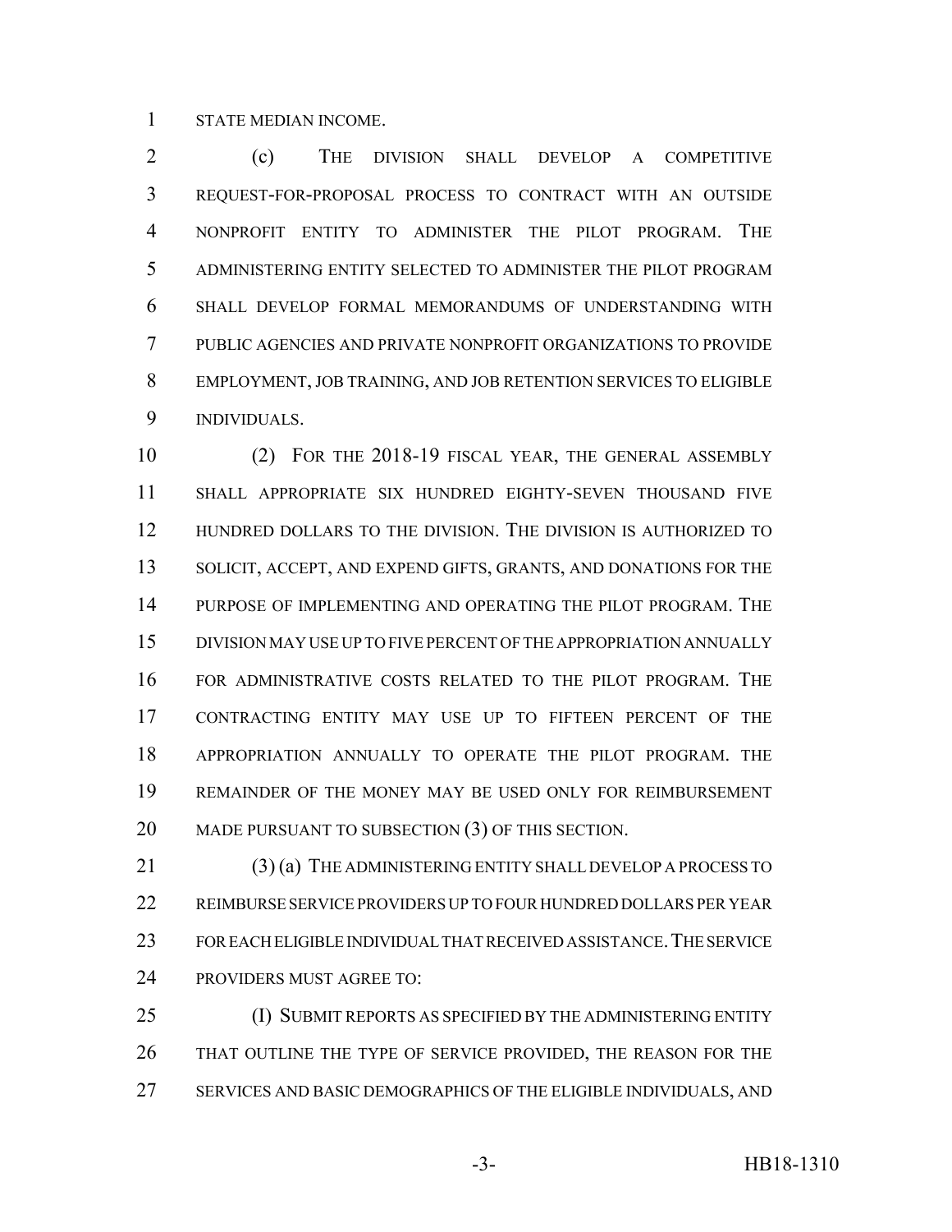STATE MEDIAN INCOME.

(c) THE DIVISION SHALL DEVELOP A COMPETITIVE REQUEST-FOR-PROPOSAL PROCESS TO CONTRACT WITH AN OUTSIDE NONPROFIT ENTITY TO ADMINISTER THE PILOT PROGRAM. THE ADMINISTERING ENTITY SELECTED TO ADMINISTER THE PILOT PROGRAM SHALL DEVELOP FORMAL MEMORANDUMS OF UNDERSTANDING WITH PUBLIC AGENCIES AND PRIVATE NONPROFIT ORGANIZATIONS TO PROVIDE EMPLOYMENT, JOB TRAINING, AND JOB RETENTION SERVICES TO ELIGIBLE INDIVIDUALS.

(2) FOR THE 2018-19 FISCAL YEAR, THE GENERAL ASSEMBLY SHALL APPROPRIATE SIX HUNDRED EIGHTY-SEVEN THOUSAND FIVE HUNDRED DOLLARS TO THE DIVISION. THE DIVISION IS AUTHORIZED TO SOLICIT, ACCEPT, AND EXPEND GIFTS, GRANTS, AND DONATIONS FOR THE PURPOSE OF IMPLEMENTING AND OPERATING THE PILOT PROGRAM. THE DIVISION MAY USE UP TO FIVE PERCENT OF THE APPROPRIATION ANNUALLY FOR ADMINISTRATIVE COSTS RELATED TO THE PILOT PROGRAM. THE CONTRACTING ENTITY MAY USE UP TO FIFTEEN PERCENT OF THE APPROPRIATION ANNUALLY TO OPERATE THE PILOT PROGRAM. THE REMAINDER OF THE MONEY MAY BE USED ONLY FOR REIMBURSEMENT MADE PURSUANT TO SUBSECTION (3) OF THIS SECTION.

(3) (a) THE ADMINISTERING ENTITY SHALL DEVELOP A PROCESS TO REIMBURSE SERVICE PROVIDERS UP TO FOUR HUNDRED DOLLARS PER YEAR FOR EACH ELIGIBLE INDIVIDUAL THAT RECEIVED ASSISTANCE. THE SERVICE PROVIDERS MUST AGREE TO:

(I) SUBMIT REPORTS AS SPECIFIED BY THE ADMINISTERING ENTITY THAT OUTLINE THE TYPE OF SERVICE PROVIDED, THE REASON FOR THE SERVICES AND BASIC DEMOGRAPHICS OF THE ELIGIBLE INDIVIDUALS, AND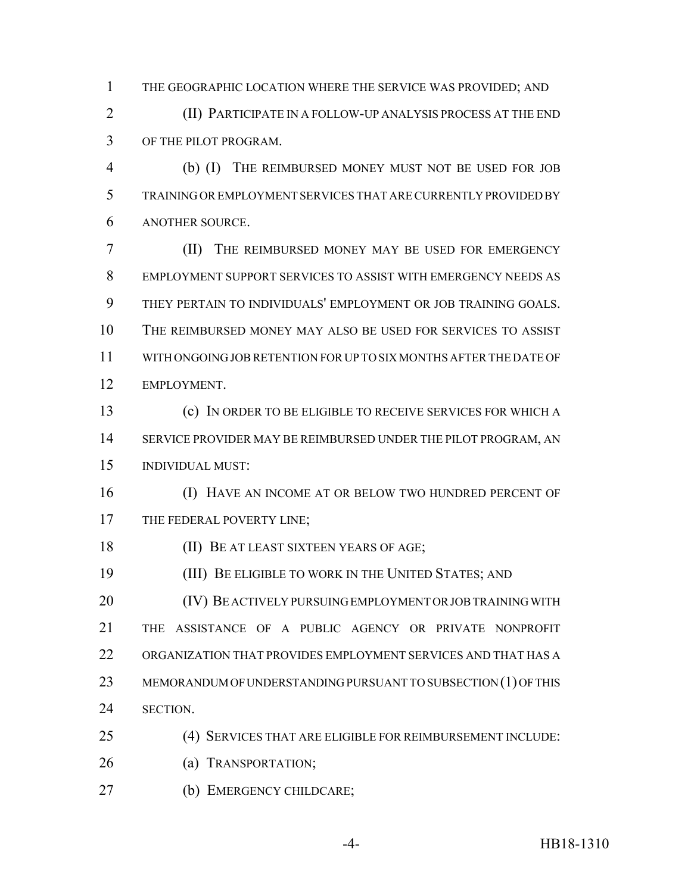THE GEOGRAPHIC LOCATION WHERE THE SERVICE WAS PROVIDED; AND

(II) PARTICIPATE IN A FOLLOW-UP ANALYSIS PROCESS AT THE END OF THE PILOT PROGRAM.

(b) (I) THE REIMBURSED MONEY MUST NOT BE USED FOR JOB TRAINING OR EMPLOYMENT SERVICES THAT ARE CURRENTLY PROVIDED BY ANOTHER SOURCE.

(II) THE REIMBURSED MONEY MAY BE USED FOR EMERGENCY EMPLOYMENT SUPPORT SERVICES TO ASSIST WITH EMERGENCY NEEDS AS THEY PERTAIN TO INDIVIDUALS' EMPLOYMENT OR JOB TRAINING GOALS. THE REIMBURSED MONEY MAY ALSO BE USED FOR SERVICES TO ASSIST WITH ONGOING JOB RETENTION FOR UP TO SIX MONTHS AFTER THE DATE OF EMPLOYMENT.

(c) IN ORDER TO BE ELIGIBLE TO RECEIVE SERVICES FOR WHICH A SERVICE PROVIDER MAY BE REIMBURSED UNDER THE PILOT PROGRAM, AN INDIVIDUAL MUST:

(I) HAVE AN INCOME AT OR BELOW TWO HUNDRED PERCENT OF THE FEDERAL POVERTY LINE;

(II) BE AT LEAST SIXTEEN YEARS OF AGE;

(III) BE ELIGIBLE TO WORK IN THE UNITED STATES; AND

(IV) BE ACTIVELY PURSUING EMPLOYMENT OR JOB TRAINING WITH THE ASSISTANCE OF A PUBLIC AGENCY OR PRIVATE NONPROFIT ORGANIZATION THAT PROVIDES EMPLOYMENT SERVICES AND THAT HAS A MEMORANDUM OF UNDERSTANDING PURSUANT TO SUBSECTION (1) OF THIS SECTION.

(4) SERVICES THAT ARE ELIGIBLE FOR REIMBURSEMENT INCLUDE:

(a) TRANSPORTATION;

(b) EMERGENCY CHILDCARE;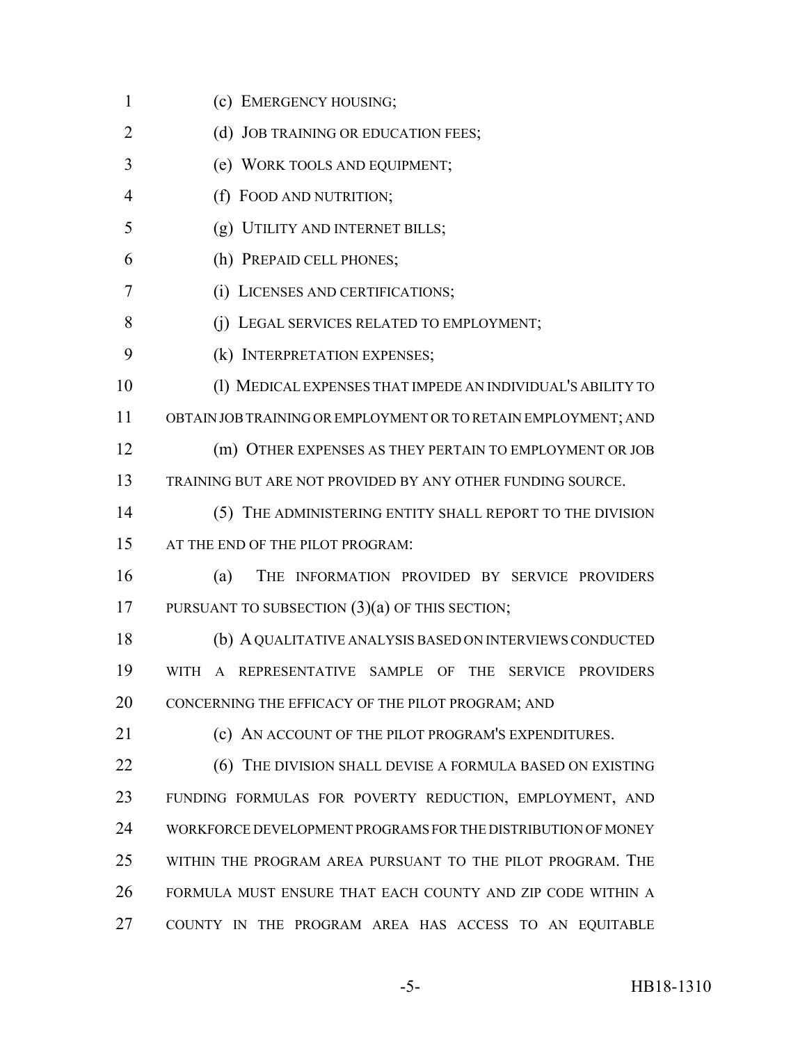(c) EMERGENCY HOUSING;

(d) JOB TRAINING OR EDUCATION FEES;

(e) WORK TOOLS AND EQUIPMENT;

(f) FOOD AND NUTRITION;

(g) UTILITY AND INTERNET BILLS;

(h) PREPAID CELL PHONES;

(i) LICENSES AND CERTIFICATIONS;

(j) LEGAL SERVICES RELATED TO EMPLOYMENT;

(k) INTERPRETATION EXPENSES;

(l) MEDICAL EXPENSES THAT IMPEDE AN INDIVIDUAL'S ABILITY TO OBTAIN JOB TRAINING OR EMPLOYMENT OR TO RETAIN EMPLOYMENT; AND

(m) OTHER EXPENSES AS THEY PERTAIN TO EMPLOYMENT OR JOB TRAINING BUT ARE NOT PROVIDED BY ANY OTHER FUNDING SOURCE.

(5) THE ADMINISTERING ENTITY SHALL REPORT TO THE DIVISION AT THE END OF THE PILOT PROGRAM:

(a) THE INFORMATION PROVIDED BY SERVICE PROVIDERS PURSUANT TO SUBSECTION (3)(a) OF THIS SECTION;

(b) A QUALITATIVE ANALYSIS BASED ON INTERVIEWS CONDUCTED WITH A REPRESENTATIVE SAMPLE OF THE SERVICE PROVIDERS CONCERNING THE EFFICACY OF THE PILOT PROGRAM; AND

(c) AN ACCOUNT OF THE PILOT PROGRAM'S EXPENDITURES.

(6) THE DIVISION SHALL DEVISE A FORMULA BASED ON EXISTING FUNDING FORMULAS FOR POVERTY REDUCTION, EMPLOYMENT, AND WORKFORCE DEVELOPMENT PROGRAMS FOR THE DISTRIBUTION OF MONEY WITHIN THE PROGRAM AREA PURSUANT TO THE PILOT PROGRAM. THE FORMULA MUST ENSURE THAT EACH COUNTY AND ZIP CODE WITHIN A COUNTY IN THE PROGRAM AREA HAS ACCESS TO AN EQUITABLE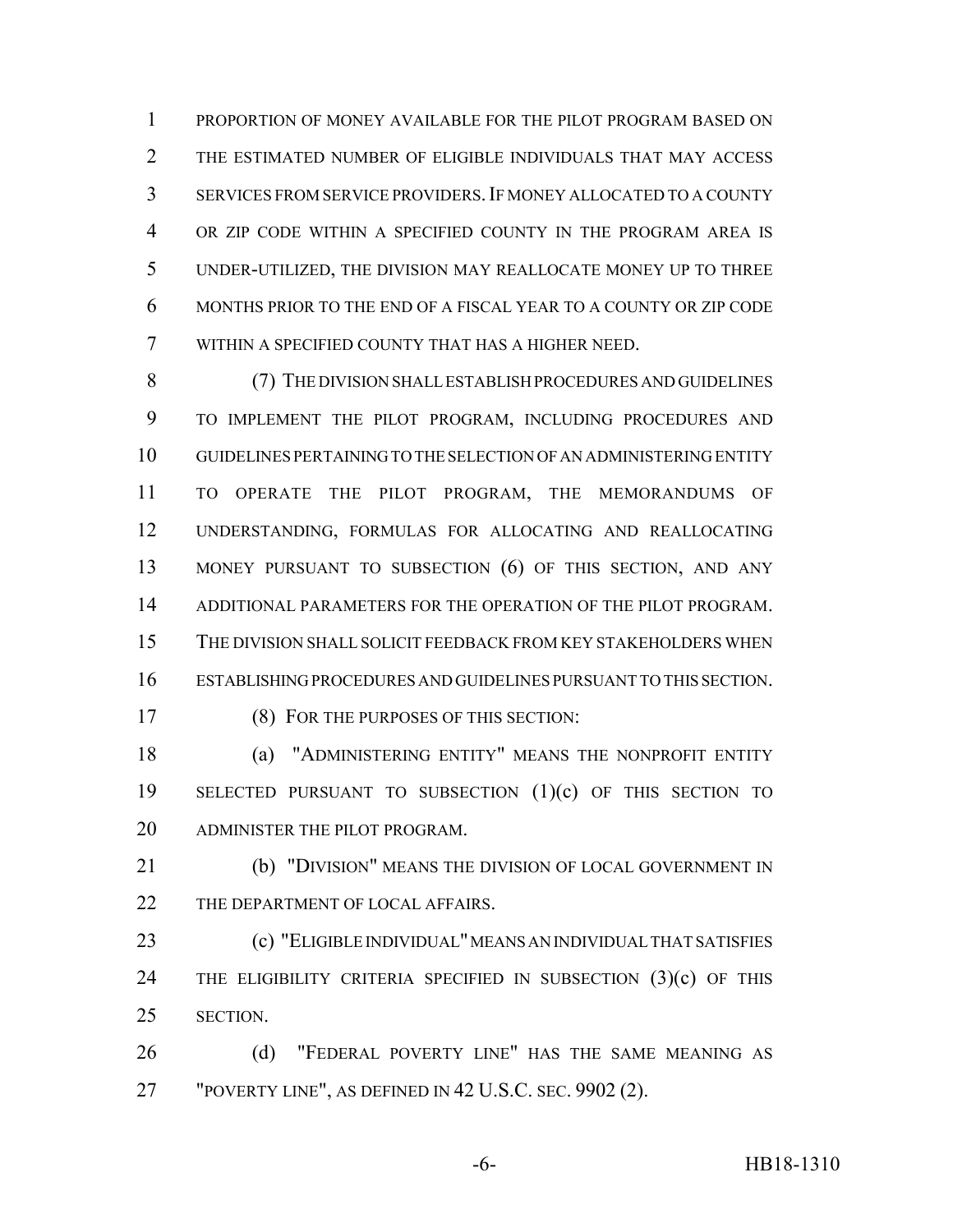PROPORTION OF MONEY AVAILABLE FOR THE PILOT PROGRAM BASED ON THE ESTIMATED NUMBER OF ELIGIBLE INDIVIDUALS THAT MAY ACCESS SERVICES FROM SERVICE PROVIDERS. IF MONEY ALLOCATED TO A COUNTY OR ZIP CODE WITHIN A SPECIFIED COUNTY IN THE PROGRAM AREA IS UNDER-UTILIZED, THE DIVISION MAY REALLOCATE MONEY UP TO THREE MONTHS PRIOR TO THE END OF A FISCAL YEAR TO A COUNTY OR ZIP CODE WITHIN A SPECIFIED COUNTY THAT HAS A HIGHER NEED.

(7) THE DIVISION SHALL ESTABLISH PROCEDURES AND GUIDELINES TO IMPLEMENT THE PILOT PROGRAM, INCLUDING PROCEDURES AND GUIDELINES PERTAINING TO THE SELECTION OF AN ADMINISTERING ENTITY TO OPERATE THE PILOT PROGRAM, THE MEMORANDUMS OF UNDERSTANDING, FORMULAS FOR ALLOCATING AND REALLOCATING MONEY PURSUANT TO SUBSECTION (6) OF THIS SECTION, AND ANY ADDITIONAL PARAMETERS FOR THE OPERATION OF THE PILOT PROGRAM. THE DIVISION SHALL SOLICIT FEEDBACK FROM KEY STAKEHOLDERS WHEN ESTABLISHING PROCEDURES AND GUIDELINES PURSUANT TO THIS SECTION.

(8) FOR THE PURPOSES OF THIS SECTION:

(a) "ADMINISTERING ENTITY" MEANS THE NONPROFIT ENTITY SELECTED PURSUANT TO SUBSECTION (1)(c) OF THIS SECTION TO ADMINISTER THE PILOT PROGRAM.

(b) "DIVISION" MEANS THE DIVISION OF LOCAL GOVERNMENT IN THE DEPARTMENT OF LOCAL AFFAIRS.

(c) "ELIGIBLE INDIVIDUAL" MEANS AN INDIVIDUAL THAT SATISFIES THE ELIGIBILITY CRITERIA SPECIFIED IN SUBSECTION (3)(c) OF THIS SECTION.

(d) "FEDERAL POVERTY LINE" HAS THE SAME MEANING AS "POVERTY LINE", AS DEFINED IN 42 U.S.C. SEC. 9902 (2).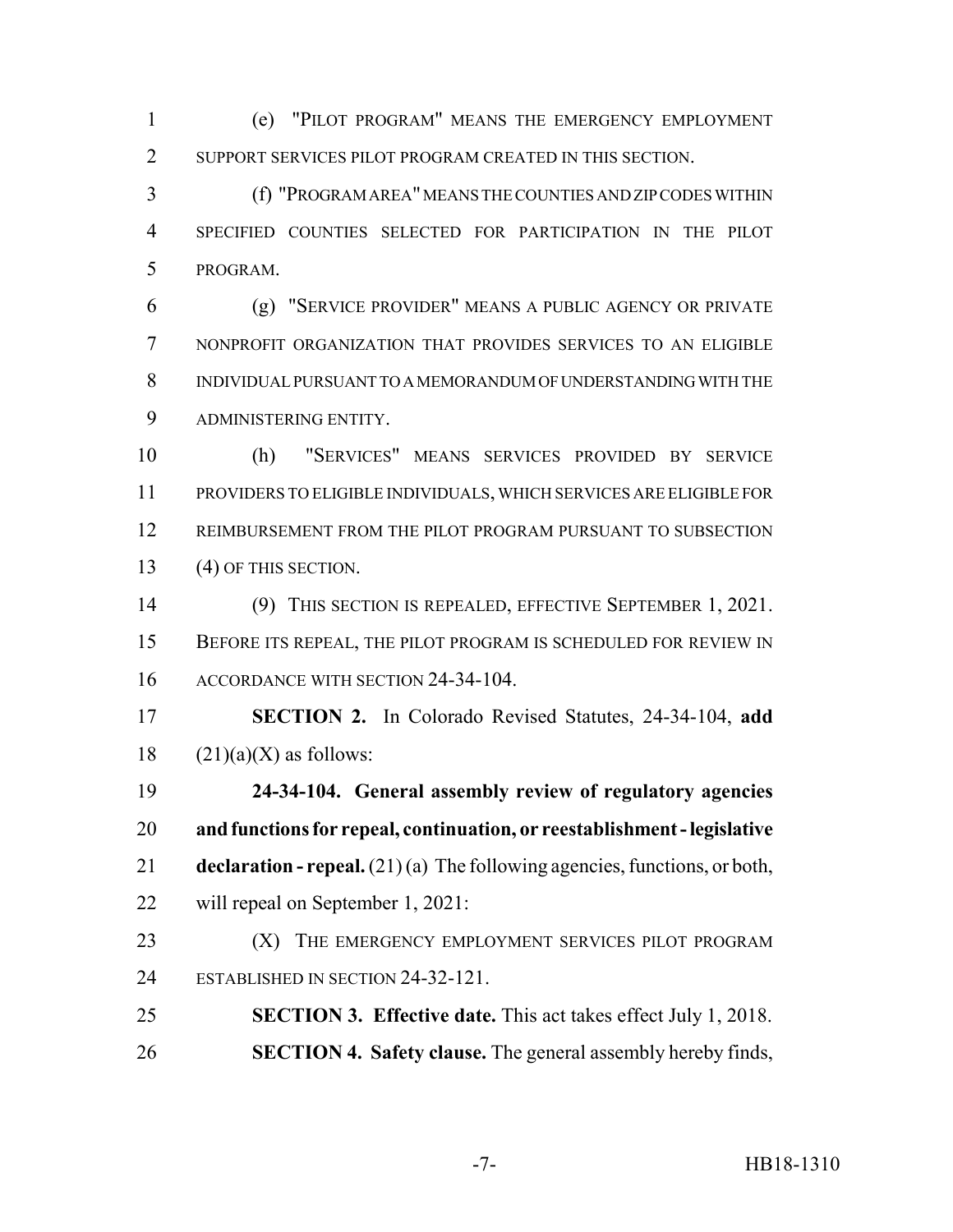(e) "PILOT PROGRAM" MEANS THE EMERGENCY EMPLOYMENT SUPPORT SERVICES PILOT PROGRAM CREATED IN THIS SECTION.

(f) "PROGRAM AREA" MEANS THE COUNTIES AND ZIP CODES WITHIN SPECIFIED COUNTIES SELECTED FOR PARTICIPATION IN THE PILOT PROGRAM.

(g) "SERVICE PROVIDER" MEANS A PUBLIC AGENCY OR PRIVATE NONPROFIT ORGANIZATION THAT PROVIDES SERVICES TO AN ELIGIBLE INDIVIDUAL PURSUANT TO A MEMORANDUM OF UNDERSTANDING WITH THE ADMINISTERING ENTITY.

(h) "SERVICES" MEANS SERVICES PROVIDED BY SERVICE PROVIDERS TO ELIGIBLE INDIVIDUALS, WHICH SERVICES ARE ELIGIBLE FOR REIMBURSEMENT FROM THE PILOT PROGRAM PURSUANT TO SUBSECTION (4) OF THIS SECTION.

(9) THIS SECTION IS REPEALED, EFFECTIVE SEPTEMBER 1, 2021. BEFORE ITS REPEAL, THE PILOT PROGRAM IS SCHEDULED FOR REVIEW IN ACCORDANCE WITH SECTION 24-34-104.

**SECTION 2.** In Colorado Revised Statutes, 24-34-104, **add** (21)(a)(X) as follows:

**24-34-104. General assembly review of regulatory agencies and functions for repeal, continuation, or reestablishment - legislative declaration - repeal.** (21) (a) The following agencies, functions, or both, will repeal on September 1, 2021:

(X) THE EMERGENCY EMPLOYMENT SERVICES PILOT PROGRAM ESTABLISHED IN SECTION 24-32-121.

**SECTION 3. Effective date.** This act takes effect July 1, 2018.

**SECTION 4. Safety clause.** The general assembly hereby finds,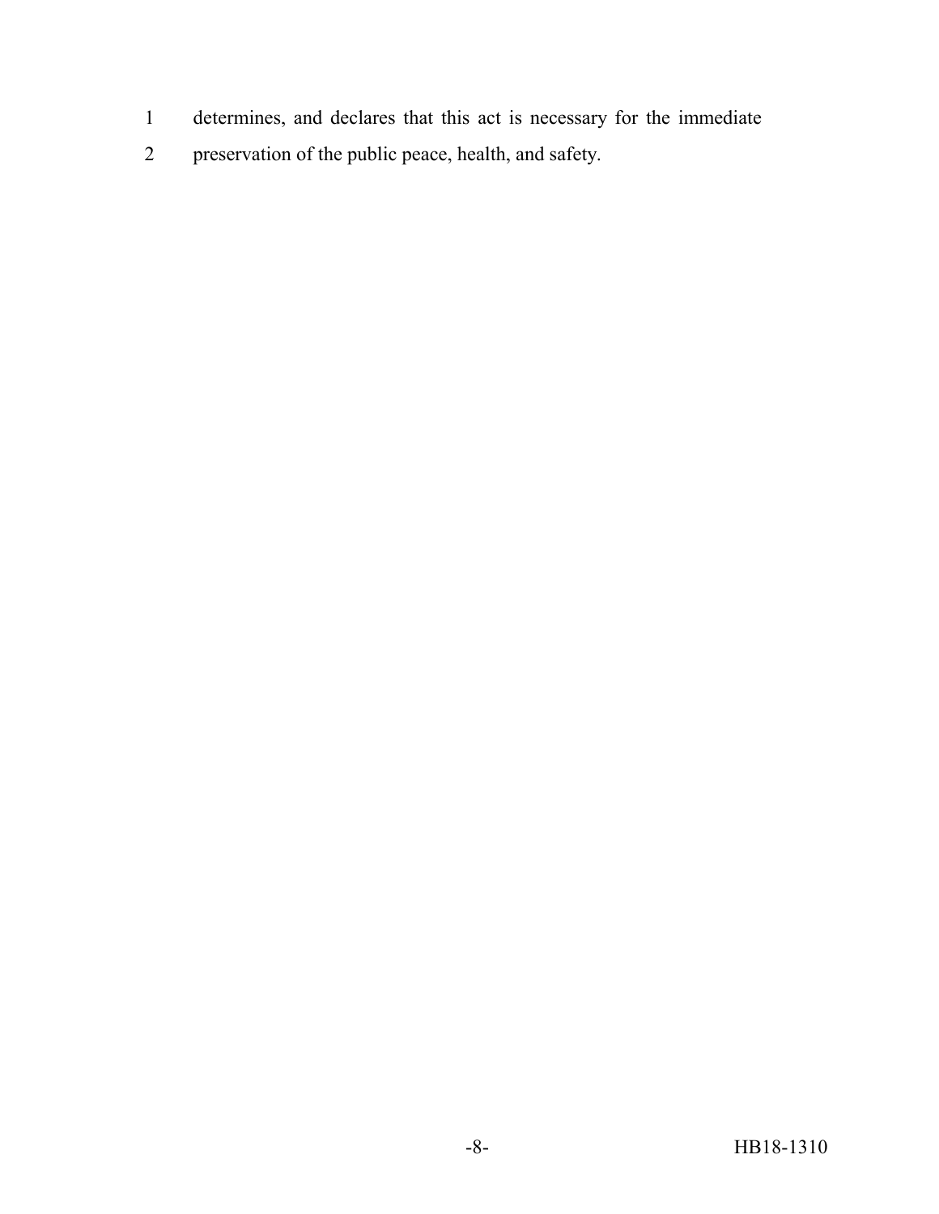determines, and declares that this act is necessary for the immediate preservation of the public peace, health, and safety.